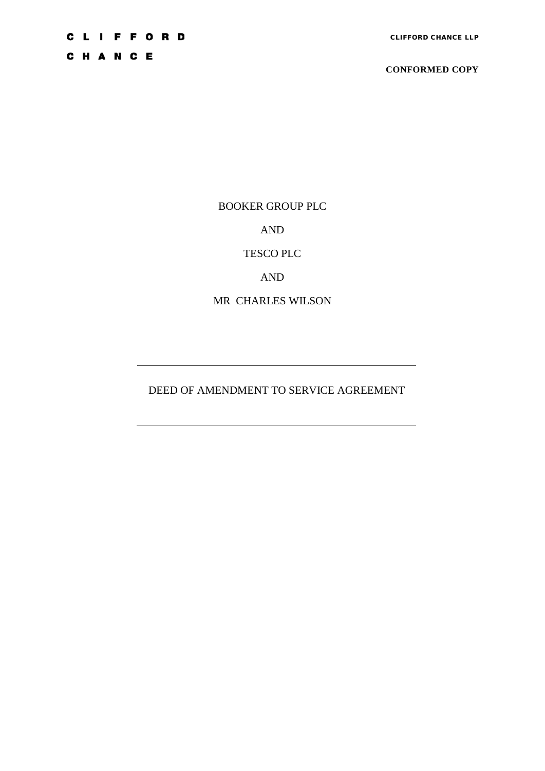CLIFFORD CHANCE

CLIFFORD CHANCE LLP

**CONFORMED COPY**

BOOKER GROUP PLC

AND

TESCO PLC

AND

MR CHARLES WILSON

---

DEED OF AMENDMENT TO SERVICE AGREEMENT

---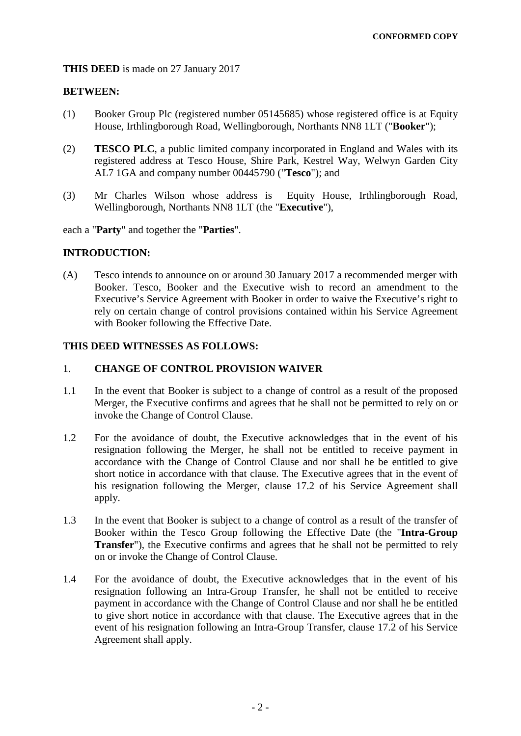**CONFORMED COPY**

**THIS DEED** is made on 27 January 2017

**BETWEEN:**

(1) Booker Group Plc (registered number 05145685) whose registered office is at Equity House, Irthlingborough Road, Wellingborough, Northants NN8 1LT ("**Booker**");

(2) **TESCO PLC**, a public limited company incorporated in England and Wales with its registered address at Tesco House, Shire Park, Kestrel Way, Welwyn Garden City AL7 1GA and company number 00445790 ("**Tesco**"); and

(3) Mr Charles Wilson whose address is Equity House, Irthlingborough Road, Wellingborough, Northants NN8 1LT (the "**Executive**"),

each a "**Party**" and together the "**Parties**".

**INTRODUCTION:**

(A) Tesco intends to announce on or around 30 January 2017 a recommended merger with Booker. Tesco, Booker and the Executive wish to record an amendment to the Executive's Service Agreement with Booker in order to waive the Executive's right to rely on certain change of control provisions contained within his Service Agreement with Booker following the Effective Date.

**THIS DEED WITNESSES AS FOLLOWS:**

1. **CHANGE OF CONTROL PROVISION WAIVER**

1.1 In the event that Booker is subject to a change of control as a result of the proposed Merger, the Executive confirms and agrees that he shall not be permitted to rely on or invoke the Change of Control Clause.

1.2 For the avoidance of doubt, the Executive acknowledges that in the event of his resignation following the Merger, he shall not be entitled to receive payment in accordance with the Change of Control Clause and nor shall he be entitled to give short notice in accordance with that clause. The Executive agrees that in the event of his resignation following the Merger, clause 17.2 of his Service Agreement shall apply.

1.3 In the event that Booker is subject to a change of control as a result of the transfer of Booker within the Tesco Group following the Effective Date (the "**Intra-Group Transfer**"), the Executive confirms and agrees that he shall not be permitted to rely on or invoke the Change of Control Clause.

1.4 For the avoidance of doubt, the Executive acknowledges that in the event of his resignation following an Intra-Group Transfer, he shall not be entitled to receive payment in accordance with the Change of Control Clause and nor shall he be entitled to give short notice in accordance with that clause. The Executive agrees that in the event of his resignation following an Intra-Group Transfer, clause 17.2 of his Service Agreement shall apply.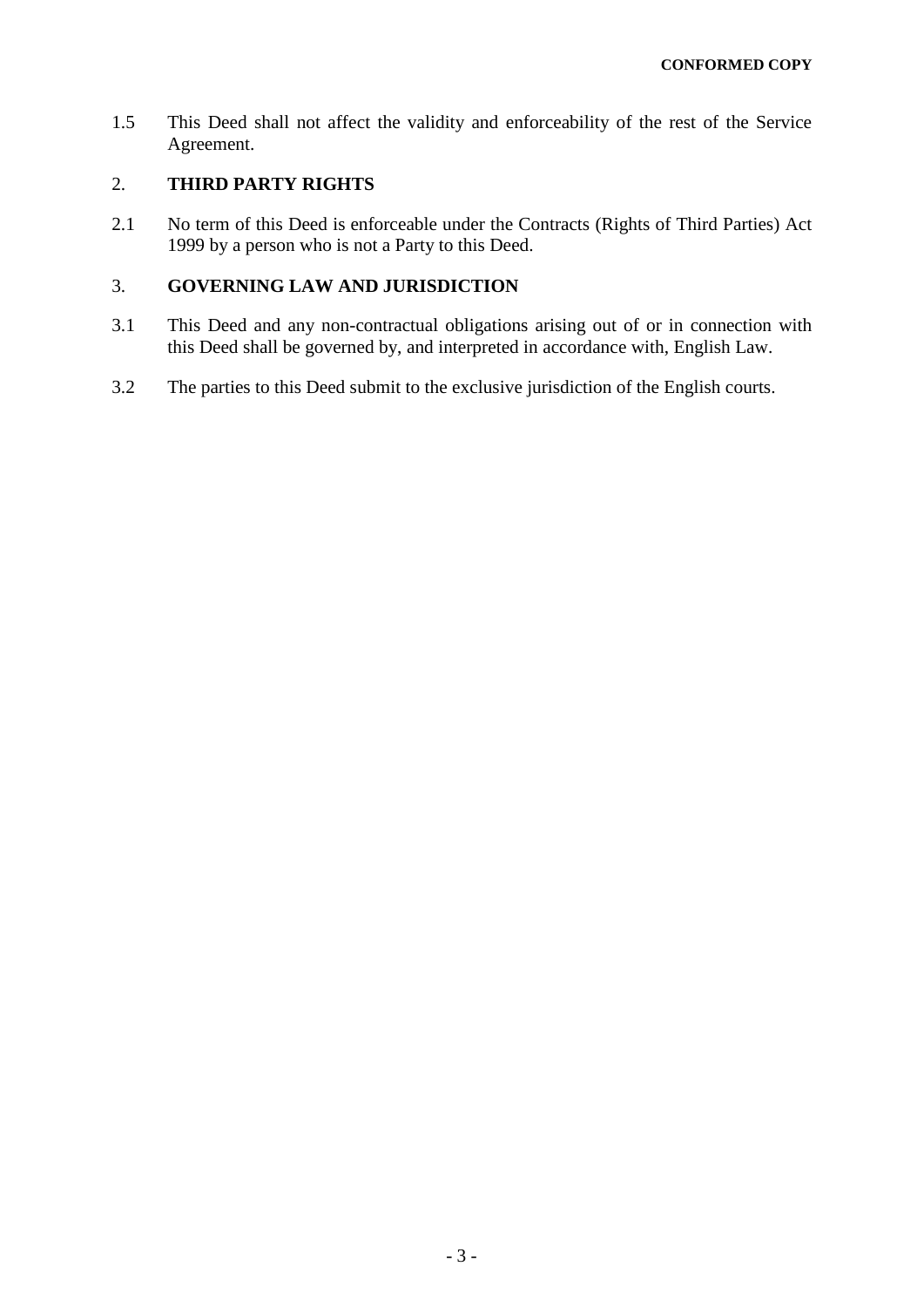1.5 This Deed shall not affect the validity and enforceability of the rest of the Service Agreement.

## 2. THIRD PARTY RIGHTS

2.1 No term of this Deed is enforceable under the Contracts (Rights of Third Parties) Act 1999 by a person who is not a Party to this Deed.

## 3. GOVERNING LAW AND JURISDICTION

3.1 This Deed and any non-contractual obligations arising out of or in connection with this Deed shall be governed by, and interpreted in accordance with, English Law.

3.2 The parties to this Deed submit to the exclusive jurisdiction of the English courts.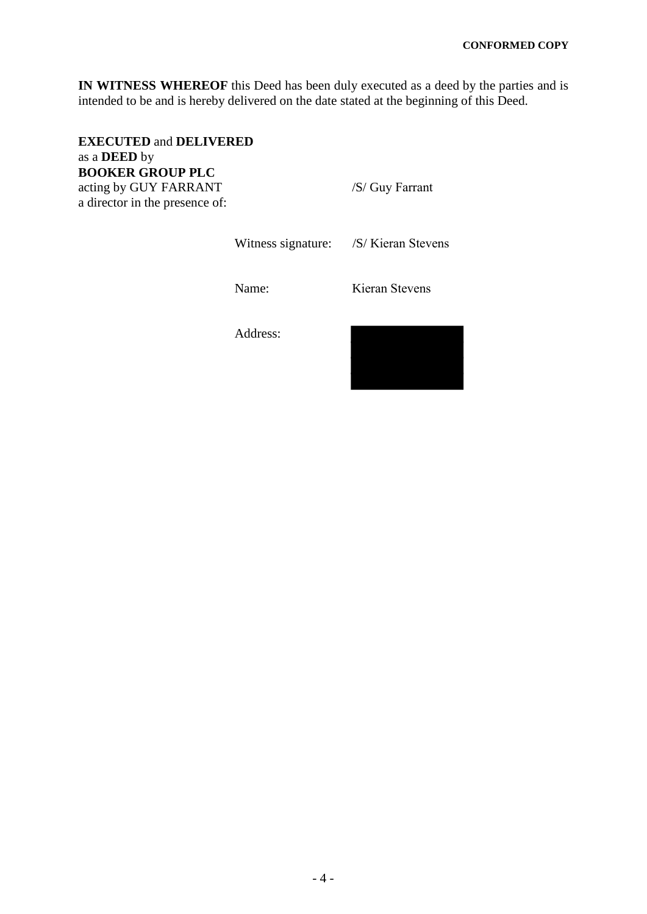**CONFORMED COPY**

**IN WITNESS WHEREOF** this Deed has been duly executed as a deed by the parties and is intended to be and is hereby delivered on the date stated at the beginning of this Deed.

**EXECUTED** and **DELIVERED**
as a **DEED** by
**BOOKER GROUP PLC**
acting by GUY FARRANT
a director in the presence of:

/S/ Guy Farrant

Witness signature: /S/ Kieran Stevens

Name: Kieran Stevens

Address: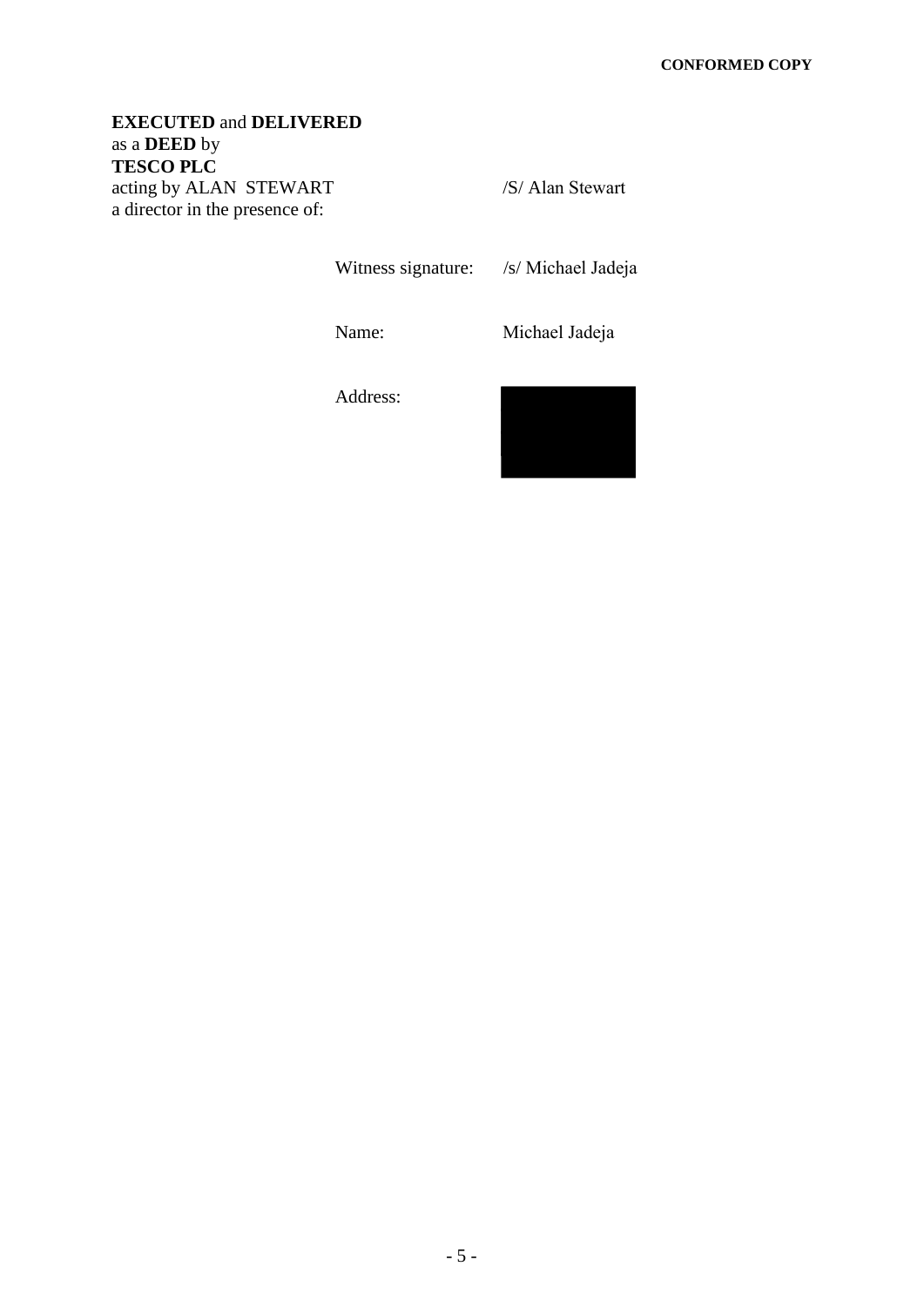**CONFORMED COPY**

**EXECUTED** and **DELIVERED**
as a **DEED** by
**TESCO PLC**
acting by ALAN STEWART a director in the presence of: /S/ Alan Stewart

Witness signature: /s/ Michael Jadeja

Name: Michael Jadeja

Address: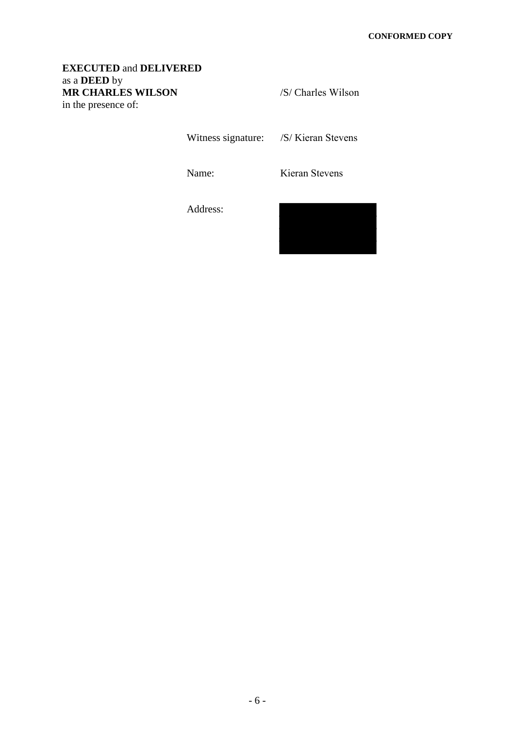CONFORMED COPY

**EXECUTED** and **DELIVERED**
as a **DEED** by
**MR CHARLES WILSON** /S/ Charles Wilson
in the presence of:

Witness signature: /S/ Kieran Stevens

Name: Kieran Stevens

Address: [REDACTED]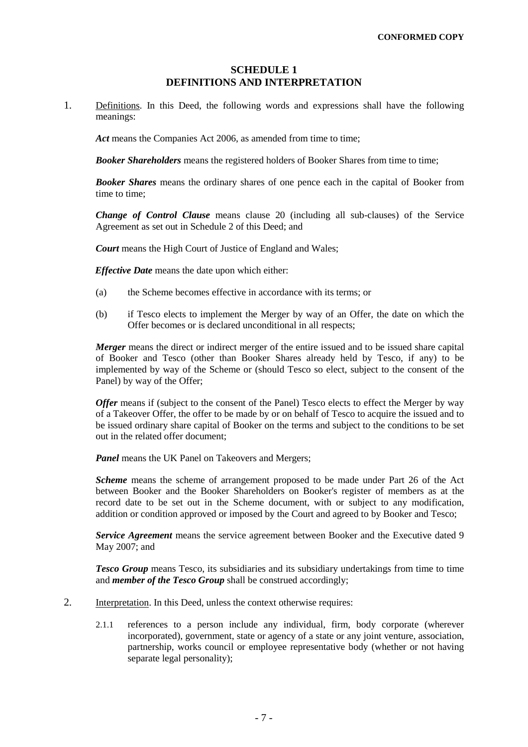**CONFORMED COPY**

## SCHEDULE 1
## DEFINITIONS AND INTERPRETATION

1. Definitions. In this Deed, the following words and expressions shall have the following meanings:

   ***Act*** means the Companies Act 2006, as amended from time to time;

   ***Booker Shareholders*** means the registered holders of Booker Shares from time to time;

   ***Booker Shares*** means the ordinary shares of one pence each in the capital of Booker from time to time;

   ***Change of Control Clause*** means clause 20 (including all sub-clauses) of the Service Agreement as set out in Schedule 2 of this Deed; and

   ***Court*** means the High Court of Justice of England and Wales;

   ***Effective Date*** means the date upon which either:

   (a) the Scheme becomes effective in accordance with its terms; or

   (b) if Tesco elects to implement the Merger by way of an Offer, the date on which the Offer becomes or is declared unconditional in all respects;

   ***Merger*** means the direct or indirect merger of the entire issued and to be issued share capital of Booker and Tesco (other than Booker Shares already held by Tesco, if any) to be implemented by way of the Scheme or (should Tesco so elect, subject to the consent of the Panel) by way of the Offer;

   ***Offer*** means if (subject to the consent of the Panel) Tesco elects to effect the Merger by way of a Takeover Offer, the offer to be made by or on behalf of Tesco to acquire the issued and to be issued ordinary share capital of Booker on the terms and subject to the conditions to be set out in the related offer document;

   ***Panel*** means the UK Panel on Takeovers and Mergers;

   ***Scheme*** means the scheme of arrangement proposed to be made under Part 26 of the Act between Booker and the Booker Shareholders on Booker's register of members as at the record date to be set out in the Scheme document, with or subject to any modification, addition or condition approved or imposed by the Court and agreed to by Booker and Tesco;

   ***Service Agreement*** means the service agreement between Booker and the Executive dated 9 May 2007; and

   ***Tesco Group*** means Tesco, its subsidiaries and its subsidiary undertakings from time to time and ***member of the Tesco Group*** shall be construed accordingly;

2. Interpretation. In this Deed, unless the context otherwise requires:

   2.1.1 references to a person include any individual, firm, body corporate (wherever incorporated), government, state or agency of a state or any joint venture, association, partnership, works council or employee representative body (whether or not having separate legal personality);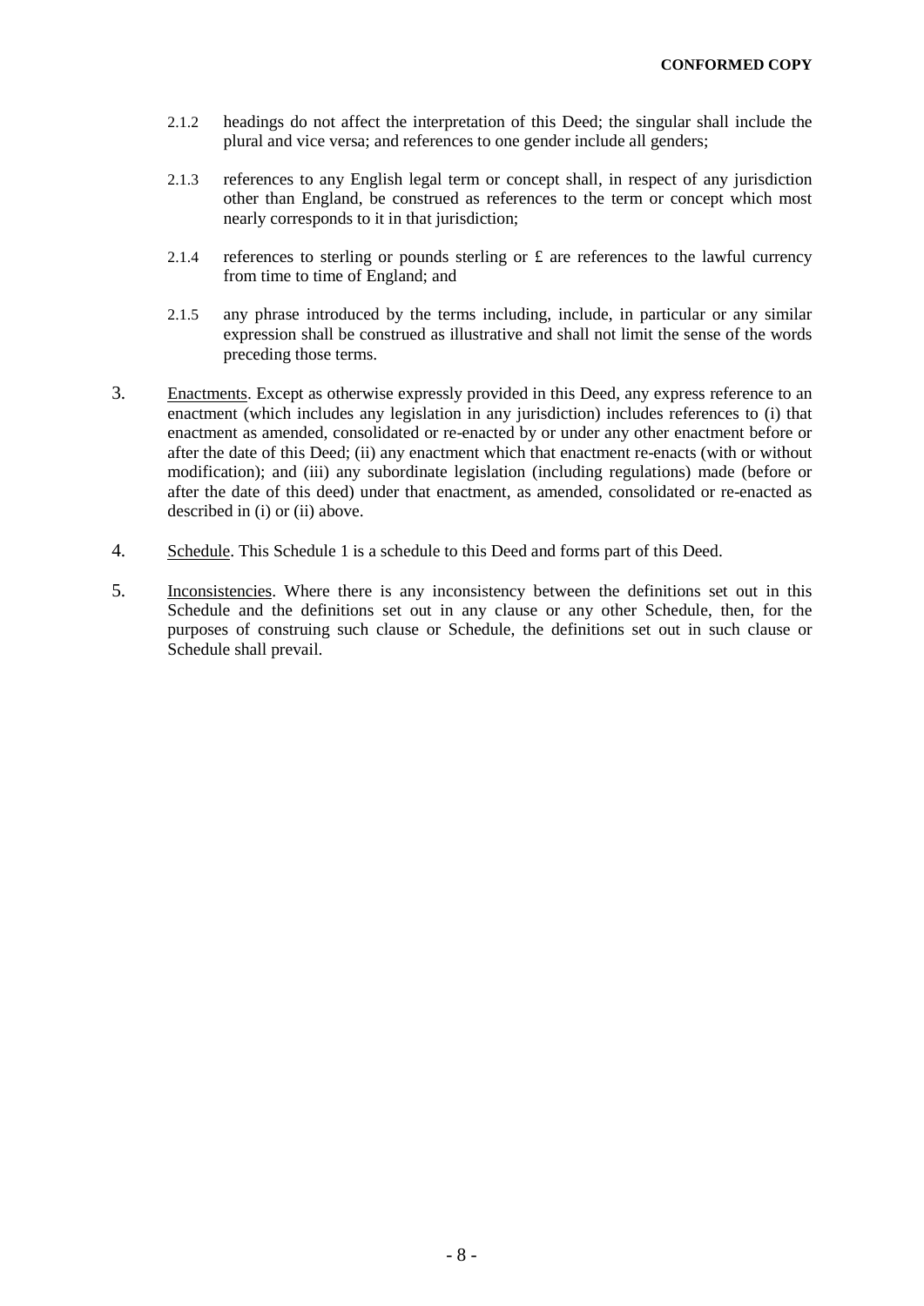2.1.2 headings do not affect the interpretation of this Deed; the singular shall include the plural and vice versa; and references to one gender include all genders;

2.1.3 references to any English legal term or concept shall, in respect of any jurisdiction other than England, be construed as references to the term or concept which most nearly corresponds to it in that jurisdiction;

2.1.4 references to sterling or pounds sterling or £ are references to the lawful currency from time to time of England; and

2.1.5 any phrase introduced by the terms including, include, in particular or any similar expression shall be construed as illustrative and shall not limit the sense of the words preceding those terms.

3. Enactments. Except as otherwise expressly provided in this Deed, any express reference to an enactment (which includes any legislation in any jurisdiction) includes references to (i) that enactment as amended, consolidated or re-enacted by or under any other enactment before or after the date of this Deed; (ii) any enactment which that enactment re-enacts (with or without modification); and (iii) any subordinate legislation (including regulations) made (before or after the date of this deed) under that enactment, as amended, consolidated or re-enacted as described in (i) or (ii) above.

4. Schedule. This Schedule 1 is a schedule to this Deed and forms part of this Deed.

5. Inconsistencies. Where there is any inconsistency between the definitions set out in this Schedule and the definitions set out in any clause or any other Schedule, then, for the purposes of construing such clause or Schedule, the definitions set out in such clause or Schedule shall prevail.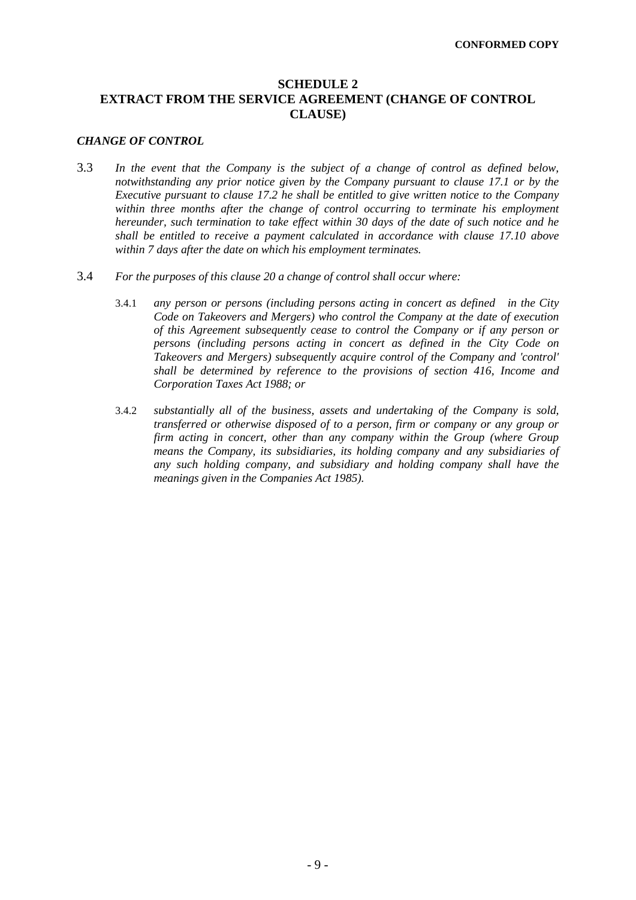**CONFORMED COPY**

# SCHEDULE 2
# EXTRACT FROM THE SERVICE AGREEMENT (CHANGE OF CONTROL CLAUSE)

***CHANGE OF CONTROL***

3.3 *In the event that the Company is the subject of a change of control as defined below, notwithstanding any prior notice given by the Company pursuant to clause 17.1 or by the Executive pursuant to clause 17.2 he shall be entitled to give written notice to the Company within three months after the change of control occurring to terminate his employment hereunder, such termination to take effect within 30 days of the date of such notice and he shall be entitled to receive a payment calculated in accordance with clause 17.10 above within 7 days after the date on which his employment terminates.*

3.4 *For the purposes of this clause 20 a change of control shall occur where:*

3.4.1 *any person or persons (including persons acting in concert as defined in the City Code on Takeovers and Mergers) who control the Company at the date of execution of this Agreement subsequently cease to control the Company or if any person or persons (including persons acting in concert as defined in the City Code on Takeovers and Mergers) subsequently acquire control of the Company and 'control' shall be determined by reference to the provisions of section 416, Income and Corporation Taxes Act 1988; or*

3.4.2 *substantially all of the business, assets and undertaking of the Company is sold, transferred or otherwise disposed of to a person, firm or company or any group or firm acting in concert, other than any company within the Group (where Group means the Company, its subsidiaries, its holding company and any subsidiaries of any such holding company, and subsidiary and holding company shall have the meanings given in the Companies Act 1985).*